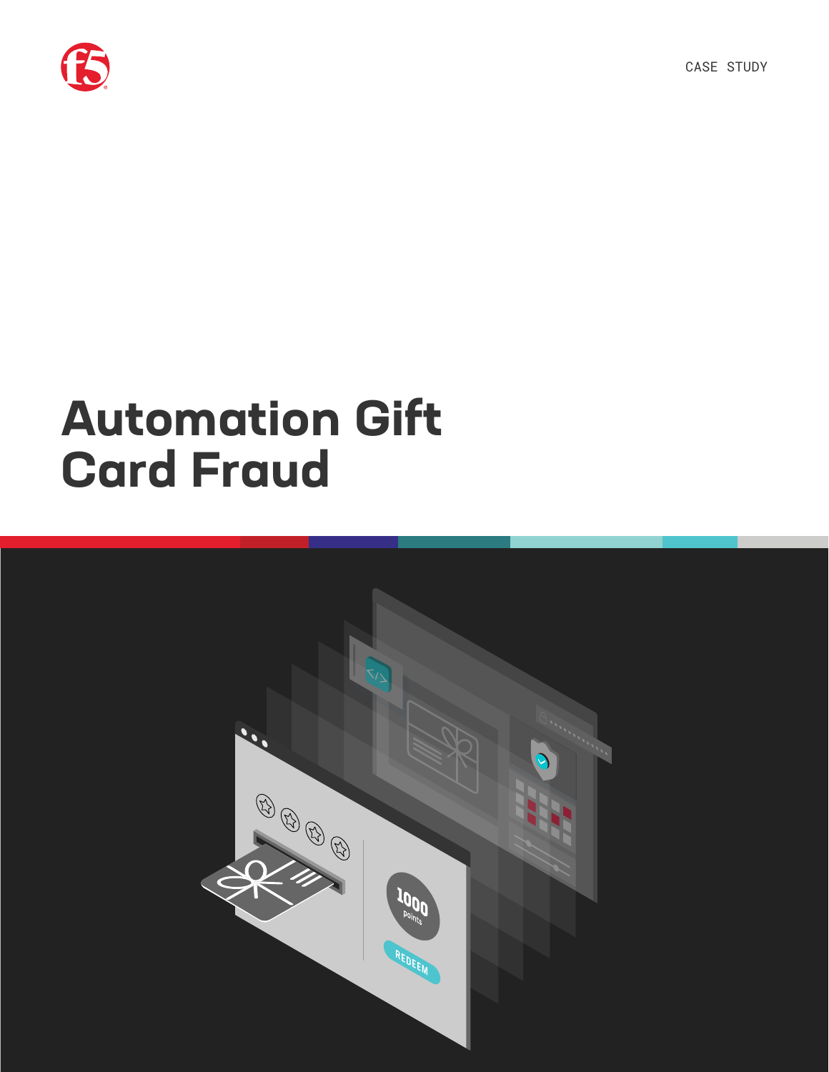CASE STUDY

# Automation Gift Card Fraud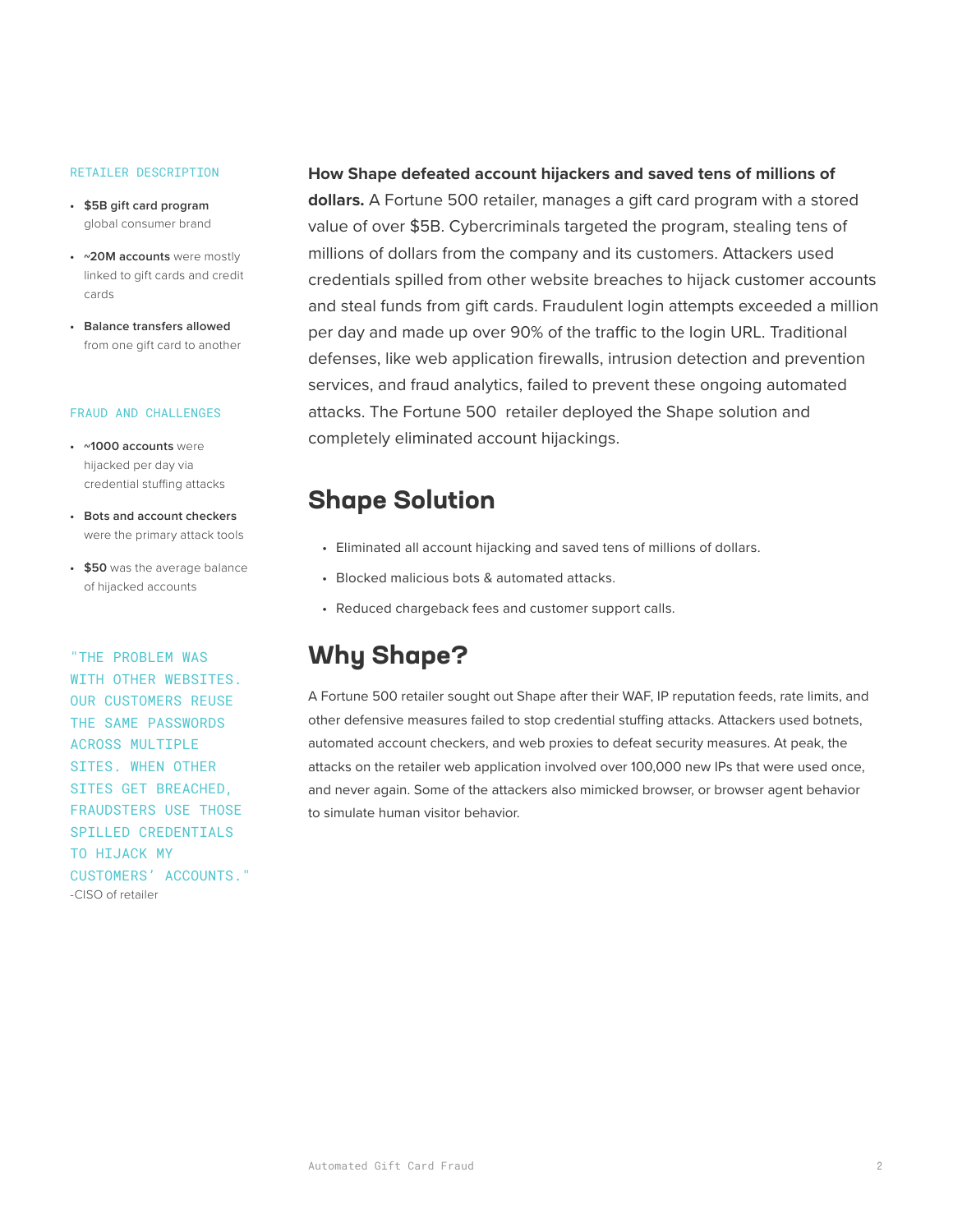RETAILER DESCRIPTION

- **$5B gift card program** global consumer brand
- **~20M accounts** were mostly linked to gift cards and credit cards
- **Balance transfers allowed** from one gift card to another

FRAUD AND CHALLENGES

- **~1000 accounts** were hijacked per day via credential stuffing attacks
- **Bots and account checkers** were the primary attack tools
- **$50** was the average balance of hijacked accounts

"THE PROBLEM WAS WITH OTHER WEBSITES. OUR CUSTOMERS REUSE THE SAME PASSWORDS ACROSS MULTIPLE SITES. WHEN OTHER SITES GET BREACHED, FRAUDSTERS USE THOSE SPILLED CREDENTIALS TO HIJACK MY CUSTOMERS' ACCOUNTS."
-CISO of retailer

**How Shape defeated account hijackers and saved tens of millions of dollars.** A Fortune 500 retailer, manages a gift card program with a stored value of over $5B. Cybercriminals targeted the program, stealing tens of millions of dollars from the company and its customers. Attackers used credentials spilled from other website breaches to hijack customer accounts and steal funds from gift cards. Fraudulent login attempts exceeded a million per day and made up over 90% of the traffic to the login URL. Traditional defenses, like web application firewalls, intrusion detection and prevention services, and fraud analytics, failed to prevent these ongoing automated attacks. The Fortune 500 retailer deployed the Shape solution and completely eliminated account hijackings.

## Shape Solution

- Eliminated all account hijacking and saved tens of millions of dollars.
- Blocked malicious bots & automated attacks.
- Reduced chargeback fees and customer support calls.

## Why Shape?

A Fortune 500 retailer sought out Shape after their WAF, IP reputation feeds, rate limits, and other defensive measures failed to stop credential stuffing attacks. Attackers used botnets, automated account checkers, and web proxies to defeat security measures. At peak, the attacks on the retailer web application involved over 100,000 new IPs that were used once, and never again. Some of the attackers also mimicked browser, or browser agent behavior to simulate human visitor behavior.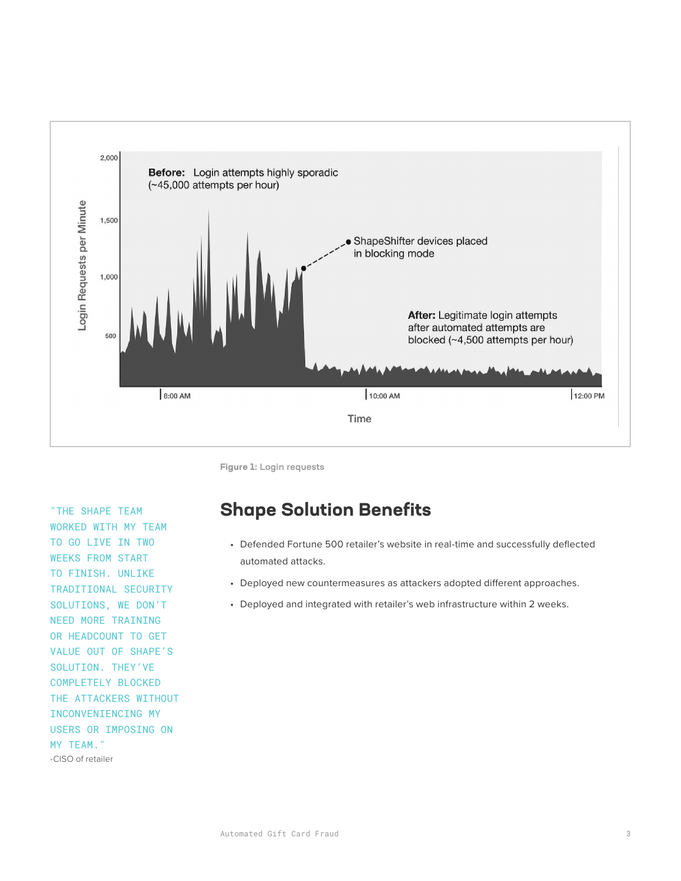Figure 1: Login requests

"THE SHAPE TEAM WORKED WITH MY TEAM TO GO LIVE IN TWO WEEKS FROM START TO FINISH. UNLIKE TRADITIONAL SECURITY SOLUTIONS, WE DON'T NEED MORE TRAINING OR HEADCOUNT TO GET VALUE OUT OF SHAPE'S SOLUTION. THEY'VE COMPLETELY BLOCKED THE ATTACKERS WITHOUT INCONVENIENCING MY USERS OR IMPOSING ON MY TEAM."

-CISO of retailer

## Shape Solution Benefits

- Defended Fortune 500 retailer's website in real-time and successfully deflected automated attacks.
- Deployed new countermeasures as attackers adopted different approaches.
- Deployed and integrated with retailer's web infrastructure within 2 weeks.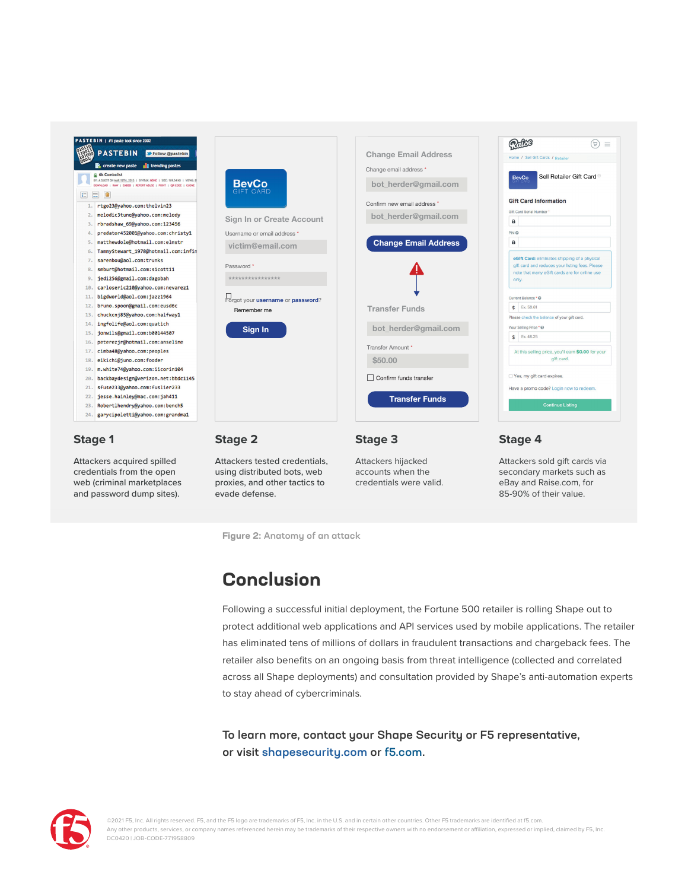## Stage 1

Attackers acquired spilled credentials from the open web (criminal marketplaces and password dump sites).

## Stage 2

Attackers tested credentials, using distributed bots, web proxies, and other tactics to evade defense.

## Stage 3

Attackers hijacked accounts when the credentials were valid.

## Stage 4

Attackers sold gift cards via secondary markets such as eBay and Raise.com, for 85-90% of their value.

**Figure 2:** Anatomy of an attack

# Conclusion

Following a successful initial deployment, the Fortune 500 retailer is rolling Shape out to protect additional web applications and API services used by mobile applications. The retailer has eliminated tens of millions of dollars in fraudulent transactions and chargeback fees. The retailer also benefits on an ongoing basis from threat intelligence (collected and correlated across all Shape deployments) and consultation provided by Shape's anti-automation experts to stay ahead of cybercriminals.

**To learn more, contact your Shape Security or F5 representative, or visit shapesecurity.com or f5.com.**

©2021 F5, Inc. All rights reserved. F5, and the F5 logo are trademarks of F5, Inc. in the U.S. and in certain other countries. Other F5 trademarks are identified at f5.com. Any other products, services, or company names referenced herein may be trademarks of their respective owners with no endorsement or affiliation, expressed or implied, claimed by F5, Inc.
DC0420 | JOB-CODE-771958809